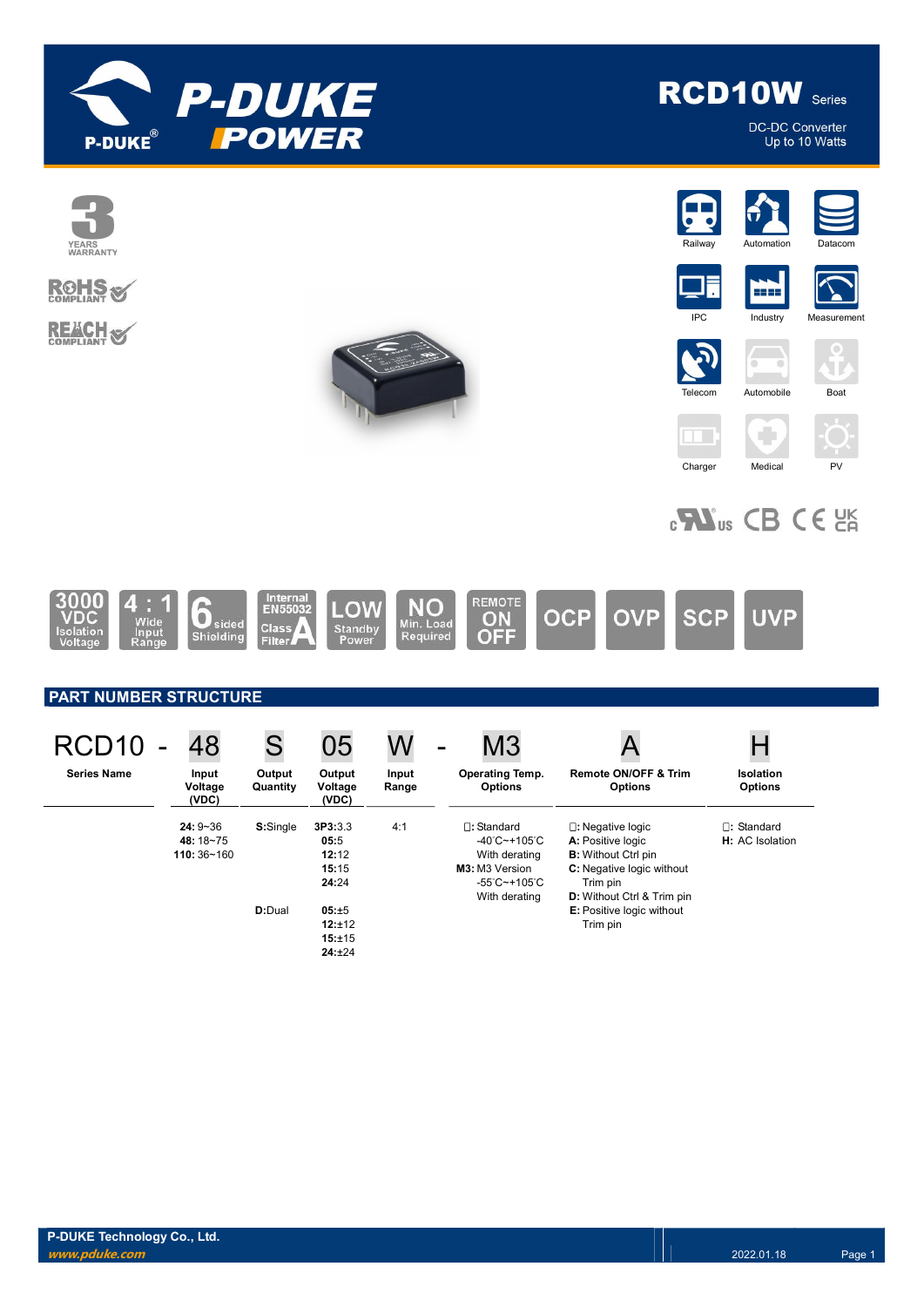# RCD10W Series

DC-DC Converter
Up to 10 Watts

3 YEARS WARRANTY

RoHS COMPLIANT

REACH COMPLIANT

Railway | Automation | Datacom | IPC | Industry | Measurement | Telecom | Automobile | Boat | Charger | Medical | PV

3000 VDC Isolation Voltage | 4 : 1 Wide Input Range | 6 sided Shielding | Internal EN55032 Class A Filter | LOW Standby Power | NO Min. Load Required | REMOTE ON OFF | OCP | OVP | SCP | UVP

## PART NUMBER STRUCTURE

| RCD10 - | 48 | S | 05 | W - | M3 | A | H |
|---|---|---|---|---|---|---|---|
| **Series Name** | **Input Voltage (VDC)** | **Output Quantity** | **Output Voltage (VDC)** | **Input Range** | **Operating Temp. Options** | **Remote ON/OFF & Trim Options** | **Isolation Options** |
| | **24:** 9~36<br>**48:** 18~75<br>**110:** 36~160 | **S:**Single | **3P3:**3.3<br>**05:**5<br>**12:**12<br>**15:**15<br>**24:**24 | 4:1 | □: Standard<br>-40°C~+105°C<br>With derating<br>**M3:** M3 Version<br>-55°C~+105°C<br>With derating | □: Negative logic<br>**A:** Positive logic<br>**B:** Without Ctrl pin<br>**C:** Negative logic without Trim pin<br>**D:** Without Ctrl & Trim pin<br>**E:** Positive logic without Trim pin | □: Standard<br>**H:** AC Isolation |
| | | **D:**Dual | **05:**±5<br>**12:**±12<br>**15:**±15<br>**24:**±24 | | | | |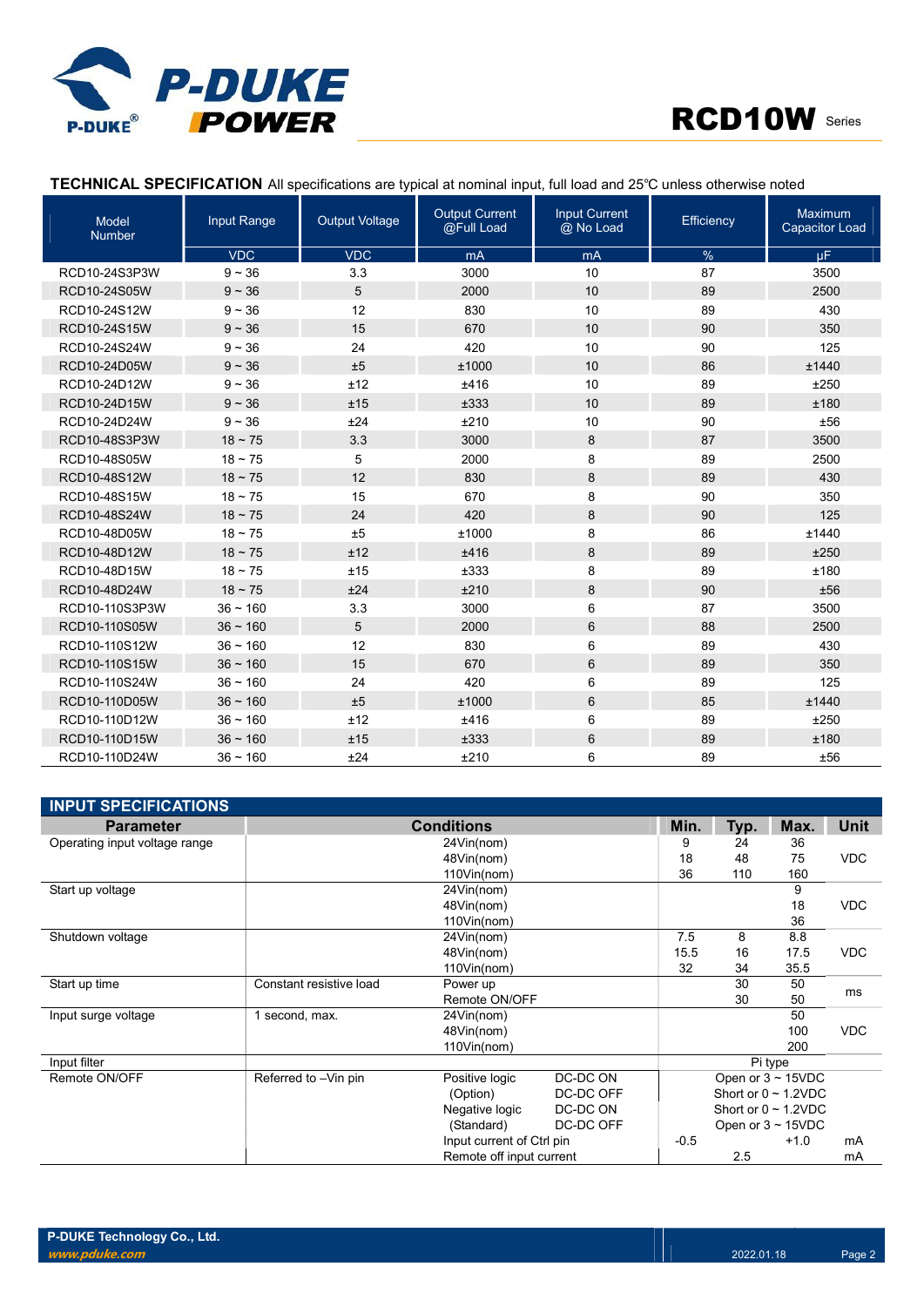## TECHNICAL SPECIFICATION

All specifications are typical at nominal input, full load and 25℃ unless otherwise noted

| Model Number | Input Range | Output Voltage | Output Current @Full Load | Input Current @ No Load | Efficiency | Maximum Capacitor Load |
|---|---|---|---|---|---|---|
| | VDC | VDC | mA | mA | % | μF |
| RCD10-24S3P3W | 9 ~ 36 | 3.3 | 3000 | 10 | 87 | 3500 |
| RCD10-24S05W | 9 ~ 36 | 5 | 2000 | 10 | 89 | 2500 |
| RCD10-24S12W | 9 ~ 36 | 12 | 830 | 10 | 89 | 430 |
| RCD10-24S15W | 9 ~ 36 | 15 | 670 | 10 | 90 | 350 |
| RCD10-24S24W | 9 ~ 36 | 24 | 420 | 10 | 90 | 125 |
| RCD10-24D05W | 9 ~ 36 | ±5 | ±1000 | 10 | 86 | ±1440 |
| RCD10-24D12W | 9 ~ 36 | ±12 | ±416 | 10 | 89 | ±250 |
| RCD10-24D15W | 9 ~ 36 | ±15 | ±333 | 10 | 89 | ±180 |
| RCD10-24D24W | 9 ~ 36 | ±24 | ±210 | 10 | 90 | ±56 |
| RCD10-48S3P3W | 18 ~ 75 | 3.3 | 3000 | 8 | 87 | 3500 |
| RCD10-48S05W | 18 ~ 75 | 5 | 2000 | 8 | 89 | 2500 |
| RCD10-48S12W | 18 ~ 75 | 12 | 830 | 8 | 89 | 430 |
| RCD10-48S15W | 18 ~ 75 | 15 | 670 | 8 | 90 | 350 |
| RCD10-48S24W | 18 ~ 75 | 24 | 420 | 8 | 90 | 125 |
| RCD10-48D05W | 18 ~ 75 | ±5 | ±1000 | 8 | 86 | ±1440 |
| RCD10-48D12W | 18 ~ 75 | ±12 | ±416 | 8 | 89 | ±250 |
| RCD10-48D15W | 18 ~ 75 | ±15 | ±333 | 8 | 89 | ±180 |
| RCD10-48D24W | 18 ~ 75 | ±24 | ±210 | 8 | 90 | ±56 |
| RCD10-110S3P3W | 36 ~ 160 | 3.3 | 3000 | 6 | 87 | 3500 |
| RCD10-110S05W | 36 ~ 160 | 5 | 2000 | 6 | 88 | 2500 |
| RCD10-110S12W | 36 ~ 160 | 12 | 830 | 6 | 89 | 430 |
| RCD10-110S15W | 36 ~ 160 | 15 | 670 | 6 | 89 | 350 |
| RCD10-110S24W | 36 ~ 160 | 24 | 420 | 6 | 89 | 125 |
| RCD10-110D05W | 36 ~ 160 | ±5 | ±1000 | 6 | 85 | ±1440 |
| RCD10-110D12W | 36 ~ 160 | ±12 | ±416 | 6 | 89 | ±250 |
| RCD10-110D15W | 36 ~ 160 | ±15 | ±333 | 6 | 89 | ±180 |
| RCD10-110D24W | 36 ~ 160 | ±24 | ±210 | 6 | 89 | ±56 |

## INPUT SPECIFICATIONS

| Parameter | Conditions | | | Min. | Typ. | Max. | Unit |
|---|---|---|---|---|---|---|---|
| Operating input voltage range | | 24Vin(nom) | | 9 | 24 | 36 | VDC |
| | | 48Vin(nom) | | 18 | 48 | 75 | |
| | | 110Vin(nom) | | 36 | 110 | 160 | |
| Start up voltage | | 24Vin(nom) | | | | 9 | VDC |
| | | 48Vin(nom) | | | | 18 | |
| | | 110Vin(nom) | | | | 36 | |
| Shutdown voltage | | 24Vin(nom) | | 7.5 | 8 | 8.8 | VDC |
| | | 48Vin(nom) | | 15.5 | 16 | 17.5 | |
| | | 110Vin(nom) | | 32 | 34 | 35.5 | |
| Start up time | Constant resistive load | Power up | | | 30 | 50 | ms |
| | | Remote ON/OFF | | | 30 | 50 | |
| Input surge voltage | 1 second, max. | 24Vin(nom) | | | | 50 | VDC |
| | | 48Vin(nom) | | | | 100 | |
| | | 110Vin(nom) | | | | 200 | |
| Input filter | | | | Pi type | | | |
| Remote ON/OFF | Referred to –Vin pin | Positive logic | DC-DC ON | Open or 3 ~ 15VDC | | | |
| | | (Option) | DC-DC OFF | Short or 0 ~ 1.2VDC | | | |
| | | Negative logic | DC-DC ON | Short or 0 ~ 1.2VDC | | | |
| | | (Standard) | DC-DC OFF | Open or 3 ~ 15VDC | | | |
| | | Input current of Ctrl pin | | -0.5 | | +1.0 | mA |
| | | Remote off input current | | | 2.5 | | mA |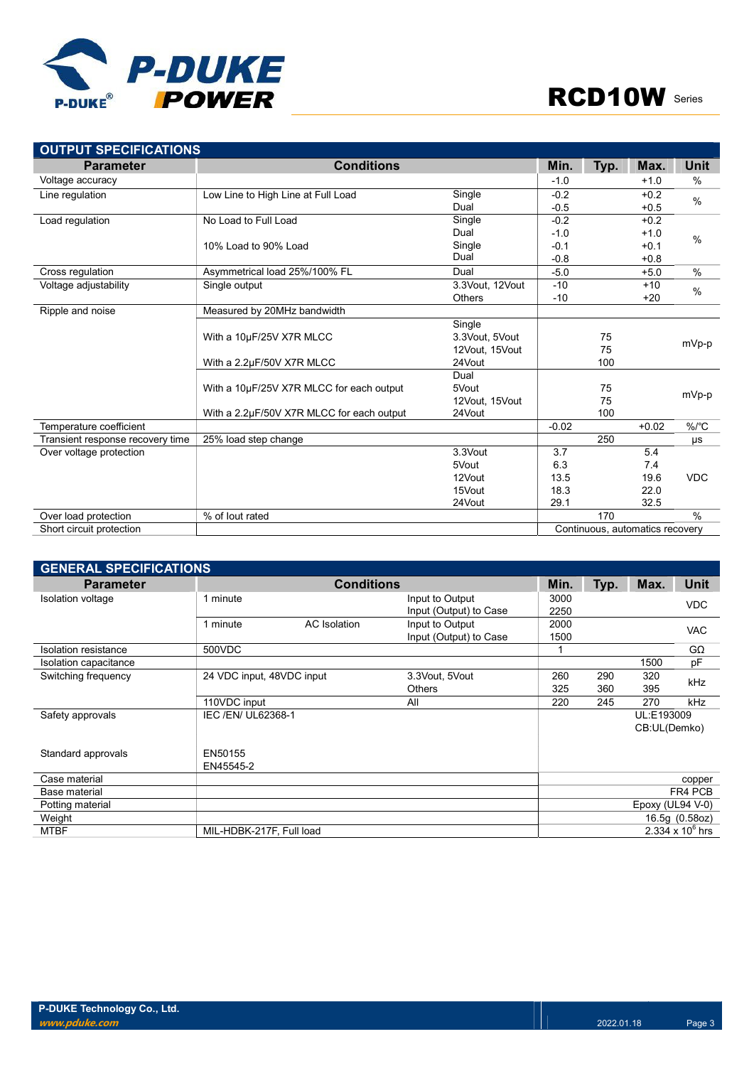## OUTPUT SPECIFICATIONS

| Parameter | Conditions | | Min. | Typ. | Max. | Unit |
|---|---|---|---|---|---|---|
| Voltage accuracy | | | -1.0 | | +1.0 | % |
| Line regulation | Low Line to High Line at Full Load | Single | -0.2 | | +0.2 | % |
| | | Dual | -0.5 | | +0.5 | |
| Load regulation | No Load to Full Load | Single | -0.2 | | +0.2 | % |
| | | Dual | -1.0 | | +1.0 | |
| | 10% Load to 90% Load | Single | -0.1 | | +0.1 | |
| | | Dual | -0.8 | | +0.8 | |
| Cross regulation | Asymmetrical load 25%/100% FL | Dual | -5.0 | | +5.0 | % |
| Voltage adjustability | Single output | 3.3Vout, 12Vout | -10 | | +10 | % |
| | | Others | -10 | | +20 | |
| Ripple and noise | Measured by 20MHz bandwidth | | | | | |
| | | Single | | | | |
| | With a 10µF/25V X7R MLCC | 3.3Vout, 5Vout | | 75 | | mVp-p |
| | | 12Vout, 15Vout | | 75 | | |
| | With a 2.2µF/50V X7R MLCC | 24Vout | | 100 | | |
| | | Dual | | | | |
| | With a 10µF/25V X7R MLCC for each output | 5Vout | | 75 | | mVp-p |
| | | 12Vout, 15Vout | | 75 | | |
| | With a 2.2µF/50V X7R MLCC for each output | 24Vout | | 100 | | |
| Temperature coefficient | | | -0.02 | | +0.02 | %/°C |
| Transient response recovery time | 25% load step change | | | 250 | | µs |
| Over voltage protection | | 3.3Vout | 3.7 | | 5.4 | VDC |
| | | 5Vout | 6.3 | | 7.4 | |
| | | 12Vout | 13.5 | | 19.6 | |
| | | 15Vout | 18.3 | | 22.0 | |
| | | 24Vout | 29.1 | | 32.5 | |
| Over load protection | % of Iout rated | | | 170 | | % |
| Short circuit protection | | | Continuous, automatics recovery | | | |

## GENERAL SPECIFICATIONS

| Parameter | Conditions | | | Min. | Typ. | Max. | Unit |
|---|---|---|---|---|---|---|---|
| Isolation voltage | 1 minute | | Input to Output | 3000 | | | VDC |
| | | | Input (Output) to Case | 2250 | | | |
| | 1 minute | AC Isolation | Input to Output | 2000 | | | VAC |
| | | | Input (Output) to Case | 1500 | | | |
| Isolation resistance | 500VDC | | | 1 | | | GΩ |
| Isolation capacitance | | | | | | 1500 | pF |
| Switching frequency | 24 VDC input, 48VDC input | | 3.3Vout, 5Vout | 260 | 290 | 320 | kHz |
| | | | Others | 325 | 360 | 395 | |
| | 110VDC input | | All | 220 | 245 | 270 | kHz |
| Safety approvals | IEC /EN/ UL62368-1 | | | UL:E193009<br>CB:UL(Demko) | | | |
| Standard approvals | EN50155<br>EN45545-2 | | | | | | |
| Case material | | | | copper | | | |
| Base material | | | | FR4 PCB | | | |
| Potting material | | | | Epoxy (UL94 V-0) | | | |
| Weight | | | | 16.5g (0.58oz) | | | |
| MTBF | MIL-HDBK-217F, Full load | | | $2.334 \times 10^6$ hrs | | | |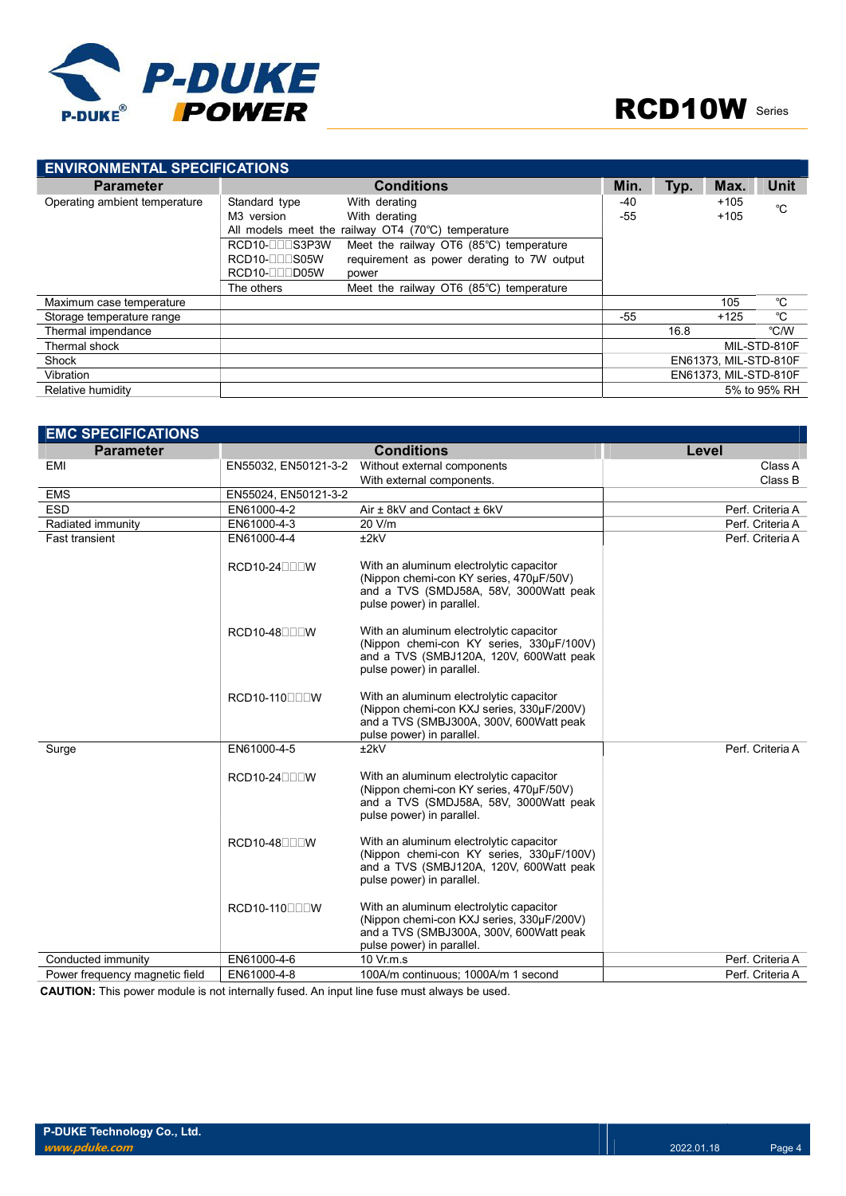## ENVIRONMENTAL SPECIFICATIONS

| Parameter | Conditions | | Min. | Typ. | Max. | Unit |
|---|---|---|---|---|---|---|
| Operating ambient temperature | Standard type | With derating | -40 | | +105 | ℃ |
| | M3 version | With derating | -55 | | +105 | |
| | All models meet the railway OT4 (70℃) temperature | | | | | |
| | RCD10-□□□S3P3W<br>RCD10-□□□S05W<br>RCD10-□□□D05W | Meet the railway OT6 (85℃) temperature requirement as power derating to 7W output power | | | | |
| | The others | Meet the railway OT6 (85℃) temperature | | | | |
| Maximum case temperature | | | | | 105 | ℃ |
| Storage temperature range | | | -55 | | +125 | ℃ |
| Thermal impendance | | | | 16.8 | | ℃/W |
| Thermal shock | | | MIL-STD-810F | | | |
| Shock | | | EN61373, MIL-STD-810F | | | |
| Vibration | | | EN61373, MIL-STD-810F | | | |
| Relative humidity | | | 5% to 95% RH | | | |

## EMC SPECIFICATIONS

| Parameter | Conditions | | Level |
|---|---|---|---|
| EMI | EN55032, EN50121-3-2 | Without external components | Class A |
| | | With external components. | Class B |
| EMS | EN55024, EN50121-3-2 | | |
| ESD | EN61000-4-2 | Air ± 8kV and Contact ± 6kV | Perf. Criteria A |
| Radiated immunity | EN61000-4-3 | 20 V/m | Perf. Criteria A |
| Fast transient | EN61000-4-4 | ±2kV | Perf. Criteria A |
| | RCD10-24□□□W | With an aluminum electrolytic capacitor (Nippon chemi-con KY series, 470µF/50V) and a TVS (SMDJ58A, 58V, 3000Watt peak pulse power) in parallel. | |
| | RCD10-48□□□W | With an aluminum electrolytic capacitor (Nippon chemi-con KY series, 330µF/100V) and a TVS (SMBJ120A, 120V, 600Watt peak pulse power) in parallel. | |
| | RCD10-110□□□W | With an aluminum electrolytic capacitor (Nippon chemi-con KXJ series, 330µF/200V) and a TVS (SMBJ300A, 300V, 600Watt peak pulse power) in parallel. | |
| Surge | EN61000-4-5 | ±2kV | Perf. Criteria A |
| | RCD10-24□□□W | With an aluminum electrolytic capacitor (Nippon chemi-con KY series, 470µF/50V) and a TVS (SMDJ58A, 58V, 3000Watt peak pulse power) in parallel. | |
| | RCD10-48□□□W | With an aluminum electrolytic capacitor (Nippon chemi-con KY series, 330µF/100V) and a TVS (SMBJ120A, 120V, 600Watt peak pulse power) in parallel. | |
| | RCD10-110□□□W | With an aluminum electrolytic capacitor (Nippon chemi-con KXJ series, 330µF/200V) and a TVS (SMBJ300A, 300V, 600Watt peak pulse power) in parallel. | |
| Conducted immunity | EN61000-4-6 | 10 Vr.m.s | Perf. Criteria A |
| Power frequency magnetic field | EN61000-4-8 | 100A/m continuous; 1000A/m 1 second | Perf. Criteria A |

**CAUTION:** This power module is not internally fused. An input line fuse must always be used.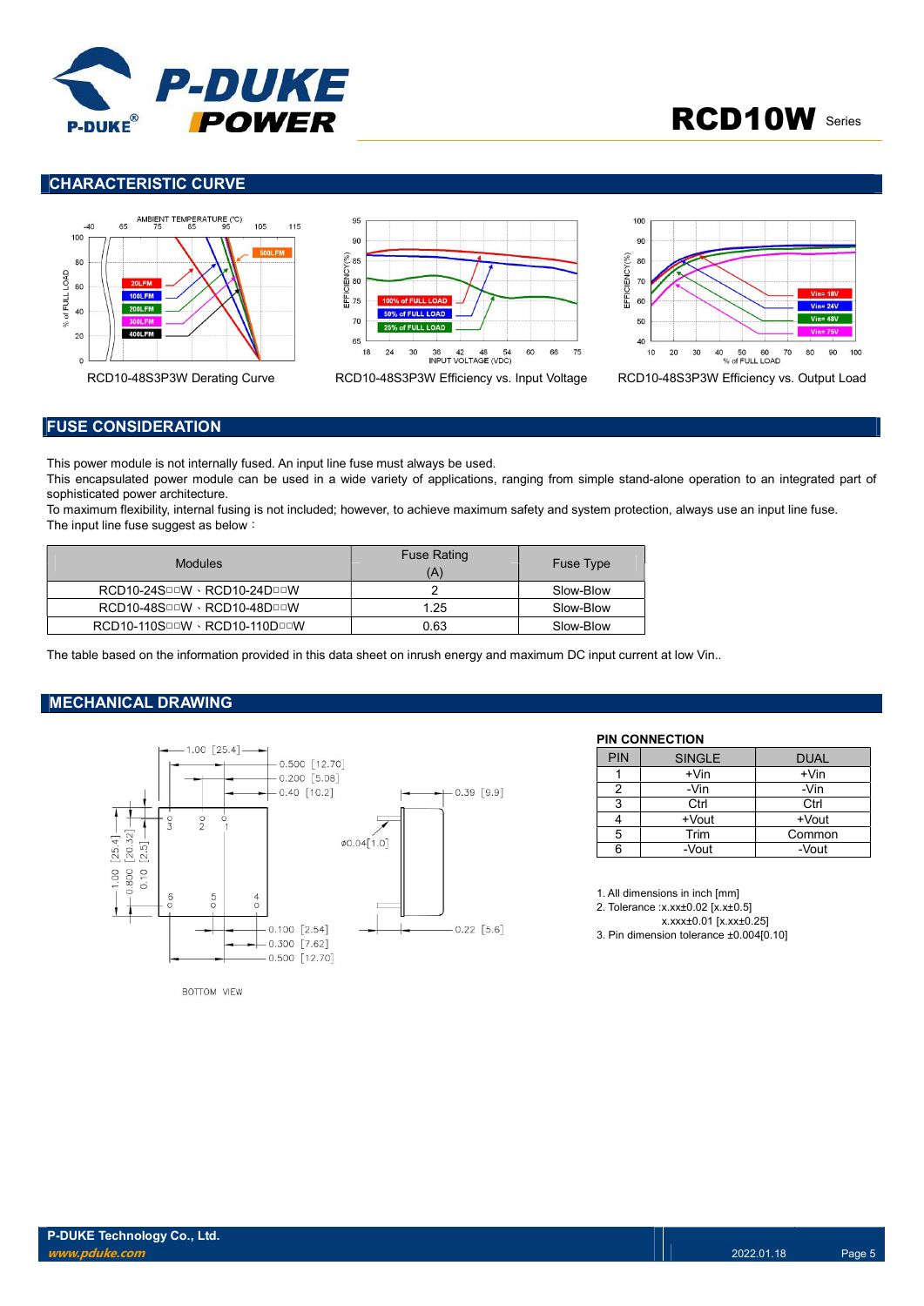## CHARACTERISTIC CURVE

RCD10-48S3P3W Derating Curve

RCD10-48S3P3W Efficiency vs. Input Voltage

RCD10-48S3P3W Efficiency vs. Output Load

## FUSE CONSIDERATION

This power module is not internally fused. An input line fuse must always be used.
This encapsulated power module can be used in a wide variety of applications, ranging from simple stand-alone operation to an integrated part of sophisticated power architecture.
To maximum flexibility, internal fusing is not included; however, to achieve maximum safety and system protection, always use an input line fuse.
The input line fuse suggest as below：

| Modules | Fuse Rating (A) | Fuse Type |
|---|---|---|
| RCD10-24S□□W、RCD10-24D□□W | 2 | Slow-Blow |
| RCD10-48S□□W、RCD10-48D□□W | 1.25 | Slow-Blow |
| RCD10-110S□□W、RCD10-110D□□W | 0.63 | Slow-Blow |

The table based on the information provided in this data sheet on inrush energy and maximum DC input current at low Vin..

## MECHANICAL DRAWING

BOTTOM VIEW

### PIN CONNECTION

| PIN | SINGLE | DUAL |
|---|---|---|
| 1 | +Vin | +Vin |
| 2 | -Vin | -Vin |
| 3 | Ctrl | Ctrl |
| 4 | +Vout | +Vout |
| 5 | Trim | Common |
| 6 | -Vout | -Vout |

1. All dimensions in inch [mm]
2. Tolerance :x.xx±0.02 [x.x±0.5]
   x.xxx±0.01 [x.xx±0.25]
3. Pin dimension tolerance ±0.004[0.10]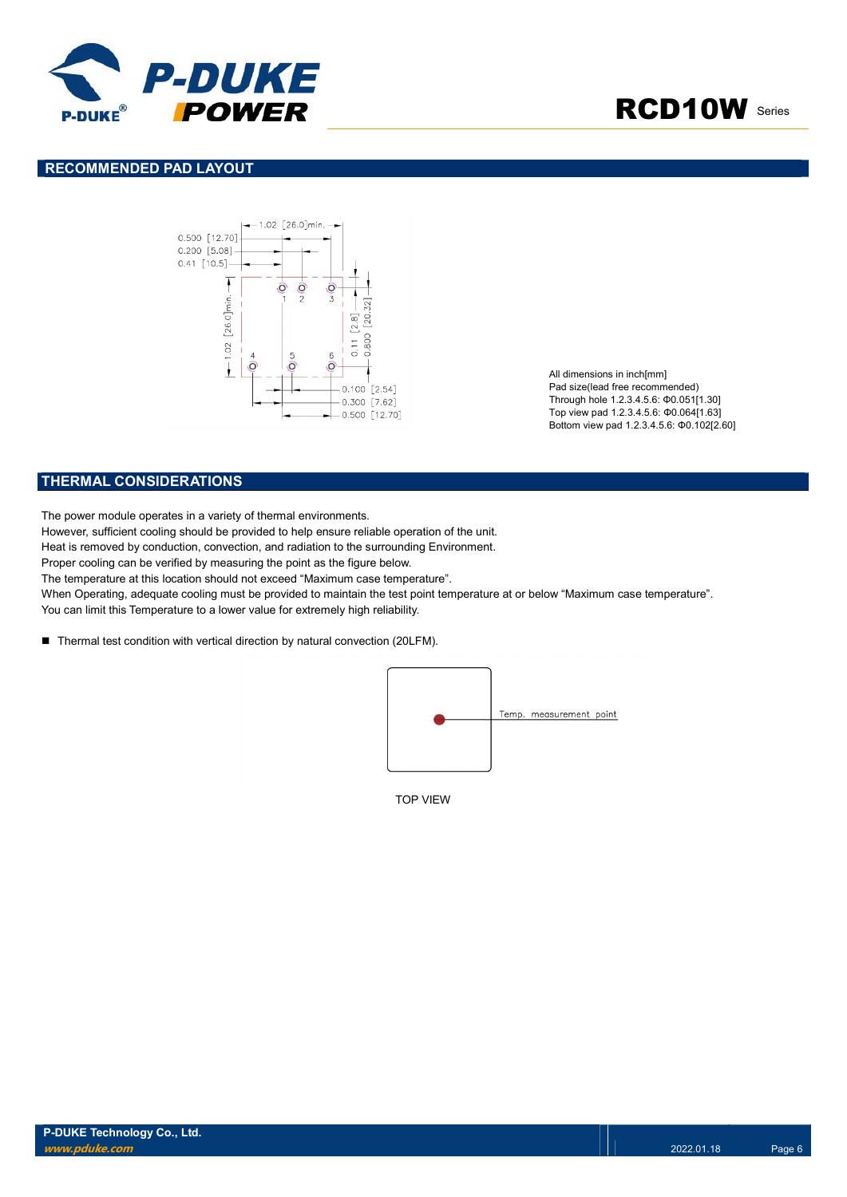## RECOMMENDED PAD LAYOUT

All dimensions in inch[mm]
Pad size(lead free recommended)
Through hole 1.2.3.4.5.6: Φ0.051[1.30]
Top view pad 1.2.3.4.5.6: Φ0.064[1.63]
Bottom view pad 1.2.3.4.5.6: Φ0.102[2.60]

## THERMAL CONSIDERATIONS

The power module operates in a variety of thermal environments.
However, sufficient cooling should be provided to help ensure reliable operation of the unit.
Heat is removed by conduction, convection, and radiation to the surrounding Environment.
Proper cooling can be verified by measuring the point as the figure below.
The temperature at this location should not exceed "Maximum case temperature".
When Operating, adequate cooling must be provided to maintain the test point temperature at or below "Maximum case temperature".
You can limit this Temperature to a lower value for extremely high reliability.

- Thermal test condition with vertical direction by natural convection (20LFM).

Temp. measurement point

TOP VIEW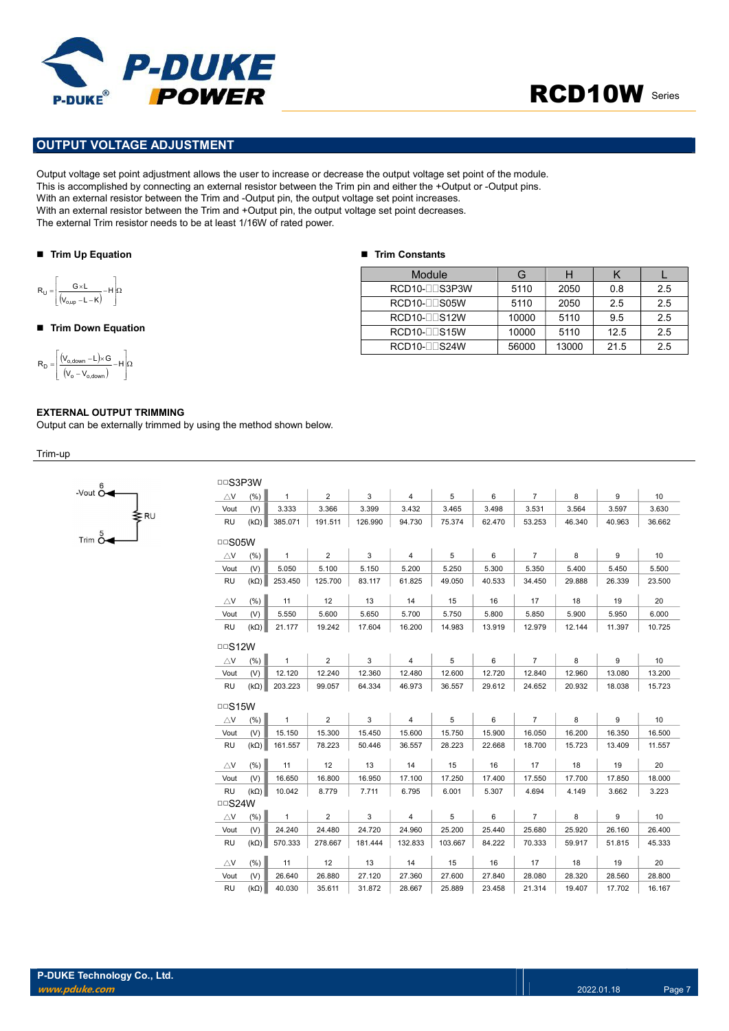## OUTPUT VOLTAGE ADJUSTMENT

Output voltage set point adjustment allows the user to increase or decrease the output voltage set point of the module.
This is accomplished by connecting an external resistor between the Trim pin and either the +Output or -Output pins.
With an external resistor between the Trim and -Output pin, the output voltage set point increases.
With an external resistor between the Trim and +Output pin, the output voltage set point decreases.
The external Trim resistor needs to be at least 1/16W of rated power.

### ■ Trim Up Equation

$$R_U = \left[\frac{G \times L}{(V_{o,up} - L - K)} - H\right]\Omega$$

### ■ Trim Down Equation

$$R_D = \left[\frac{(V_{o,down} - L) \times G}{(V_o - V_{o,down})} - H\right]\Omega$$

### ■ Trim Constants

| Module | G | H | K | L |
|---|---|---|---|---|
| RCD10-□□S3P3W | 5110 | 2050 | 0.8 | 2.5 |
| RCD10-□□S05W | 5110 | 2050 | 2.5 | 2.5 |
| RCD10-□□S12W | 10000 | 5110 | 9.5 | 2.5 |
| RCD10-□□S15W | 10000 | 5110 | 12.5 | 2.5 |
| RCD10-□□S24W | 56000 | 13000 | 21.5 | 2.5 |

### EXTERNAL OUTPUT TRIMMING

Output can be externally trimmed by using the method shown below.

Trim-up

6 -Vout, RU, 5 Trim

□□S3P3W

| △V (%) | 1 | 2 | 3 | 4 | 5 | 6 | 7 | 8 | 9 | 10 |
|---|---|---|---|---|---|---|---|---|---|---|
| Vout (V) | 3.333 | 3.366 | 3.399 | 3.432 | 3.465 | 3.498 | 3.531 | 3.564 | 3.597 | 3.630 |
| RU (kΩ) | 385.071 | 191.511 | 126.990 | 94.730 | 75.374 | 62.470 | 53.253 | 46.340 | 40.963 | 36.662 |

□□S05W

| △V (%) | 1 | 2 | 3 | 4 | 5 | 6 | 7 | 8 | 9 | 10 |
|---|---|---|---|---|---|---|---|---|---|---|
| Vout (V) | 5.050 | 5.100 | 5.150 | 5.200 | 5.250 | 5.300 | 5.350 | 5.400 | 5.450 | 5.500 |
| RU (kΩ) | 253.450 | 125.700 | 83.117 | 61.825 | 49.050 | 40.533 | 34.450 | 29.888 | 26.339 | 23.500 |
| △V (%) | 11 | 12 | 13 | 14 | 15 | 16 | 17 | 18 | 19 | 20 |
| Vout (V) | 5.550 | 5.600 | 5.650 | 5.700 | 5.750 | 5.800 | 5.850 | 5.900 | 5.950 | 6.000 |
| RU (kΩ) | 21.177 | 19.242 | 17.604 | 16.200 | 14.983 | 13.919 | 12.979 | 12.144 | 11.397 | 10.725 |

□□S12W

| △V (%) | 1 | 2 | 3 | 4 | 5 | 6 | 7 | 8 | 9 | 10 |
|---|---|---|---|---|---|---|---|---|---|---|
| Vout (V) | 12.120 | 12.240 | 12.360 | 12.480 | 12.600 | 12.720 | 12.840 | 12.960 | 13.080 | 13.200 |
| RU (kΩ) | 203.223 | 99.057 | 64.334 | 46.973 | 36.557 | 29.612 | 24.652 | 20.932 | 18.038 | 15.723 |

□□S15W

| △V (%) | 1 | 2 | 3 | 4 | 5 | 6 | 7 | 8 | 9 | 10 |
|---|---|---|---|---|---|---|---|---|---|---|
| Vout (V) | 15.150 | 15.300 | 15.450 | 15.600 | 15.750 | 15.900 | 16.050 | 16.200 | 16.350 | 16.500 |
| RU (kΩ) | 161.557 | 78.223 | 50.446 | 36.557 | 28.223 | 22.668 | 18.700 | 15.723 | 13.409 | 11.557 |
| △V (%) | 11 | 12 | 13 | 14 | 15 | 16 | 17 | 18 | 19 | 20 |
| Vout (V) | 16.650 | 16.800 | 16.950 | 17.100 | 17.250 | 17.400 | 17.550 | 17.700 | 17.850 | 18.000 |
| RU (kΩ) | 10.042 | 8.779 | 7.711 | 6.795 | 6.001 | 5.307 | 4.694 | 4.149 | 3.662 | 3.223 |

□□S24W

| △V (%) | 1 | 2 | 3 | 4 | 5 | 6 | 7 | 8 | 9 | 10 |
|---|---|---|---|---|---|---|---|---|---|---|
| Vout (V) | 24.240 | 24.480 | 24.720 | 24.960 | 25.200 | 25.440 | 25.680 | 25.920 | 26.160 | 26.400 |
| RU (kΩ) | 570.333 | 278.667 | 181.444 | 132.833 | 103.667 | 84.222 | 70.333 | 59.917 | 51.815 | 45.333 |
| △V (%) | 11 | 12 | 13 | 14 | 15 | 16 | 17 | 18 | 19 | 20 |
| Vout (V) | 26.640 | 26.880 | 27.120 | 27.360 | 27.600 | 27.840 | 28.080 | 28.320 | 28.560 | 28.800 |
| RU (kΩ) | 40.030 | 35.611 | 31.872 | 28.667 | 25.889 | 23.458 | 21.314 | 19.407 | 17.702 | 16.167 |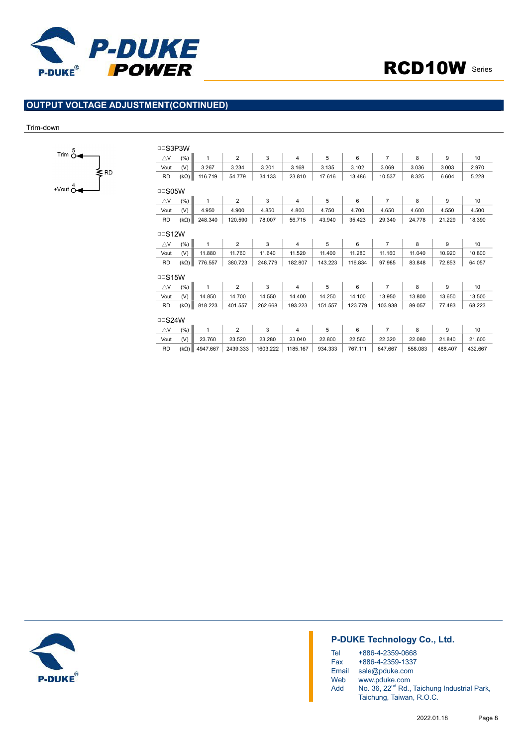## OUTPUT VOLTAGE ADJUSTMENT(CONTINUED)

Trim-down

Trim 5
RD
+Vout 4

□□S3P3W

| | | | | | | | | | | | |
|---|---|---|---|---|---|---|---|---|---|---|---|
| △V | (%) | 1 | 2 | 3 | 4 | 5 | 6 | 7 | 8 | 9 | 10 |
| Vout | (V) | 3.267 | 3.234 | 3.201 | 3.168 | 3.135 | 3.102 | 3.069 | 3.036 | 3.003 | 2.970 |
| RD | (kΩ) | 116.719 | 54.779 | 34.133 | 23.810 | 17.616 | 13.486 | 10.537 | 8.325 | 6.604 | 5.228 |

□□S05W

| | | | | | | | | | | | |
|---|---|---|---|---|---|---|---|---|---|---|---|
| △V | (%) | 1 | 2 | 3 | 4 | 5 | 6 | 7 | 8 | 9 | 10 |
| Vout | (V) | 4.950 | 4.900 | 4.850 | 4.800 | 4.750 | 4.700 | 4.650 | 4.600 | 4.550 | 4.500 |
| RD | (kΩ) | 248.340 | 120.590 | 78.007 | 56.715 | 43.940 | 35.423 | 29.340 | 24.778 | 21.229 | 18.390 |

□□S12W

| | | | | | | | | | | | |
|---|---|---|---|---|---|---|---|---|---|---|---|
| △V | (%) | 1 | 2 | 3 | 4 | 5 | 6 | 7 | 8 | 9 | 10 |
| Vout | (V) | 11.880 | 11.760 | 11.640 | 11.520 | 11.400 | 11.280 | 11.160 | 11.040 | 10.920 | 10.800 |
| RD | (kΩ) | 776.557 | 380.723 | 248.779 | 182.807 | 143.223 | 116.834 | 97.985 | 83.848 | 72.853 | 64.057 |

□□S15W

| | | | | | | | | | | | |
|---|---|---|---|---|---|---|---|---|---|---|---|
| △V | (%) | 1 | 2 | 3 | 4 | 5 | 6 | 7 | 8 | 9 | 10 |
| Vout | (V) | 14.850 | 14.700 | 14.550 | 14.400 | 14.250 | 14.100 | 13.950 | 13.800 | 13.650 | 13.500 |
| RD | (kΩ) | 818.223 | 401.557 | 262.668 | 193.223 | 151.557 | 123.779 | 103.938 | 89.057 | 77.483 | 68.223 |

□□S24W

| | | | | | | | | | | | |
|---|---|---|---|---|---|---|---|---|---|---|---|
| △V | (%) | 1 | 2 | 3 | 4 | 5 | 6 | 7 | 8 | 9 | 10 |
| Vout | (V) | 23.760 | 23.520 | 23.280 | 23.040 | 22.800 | 22.560 | 22.320 | 22.080 | 21.840 | 21.600 |
| RD | (kΩ) | 4947.667 | 2439.333 | 1603.222 | 1185.167 | 934.333 | 767.111 | 647.667 | 558.083 | 488.407 | 432.667 |

**P-DUKE Technology Co., Ltd.**

Tel +886-4-2359-0668
Fax +886-4-2359-1337
Email sale@pduke.com
Web www.pduke.com
Add No. 36, 22nd Rd., Taichung Industrial Park, Taichung, Taiwan, R.O.C.

2022.01.18